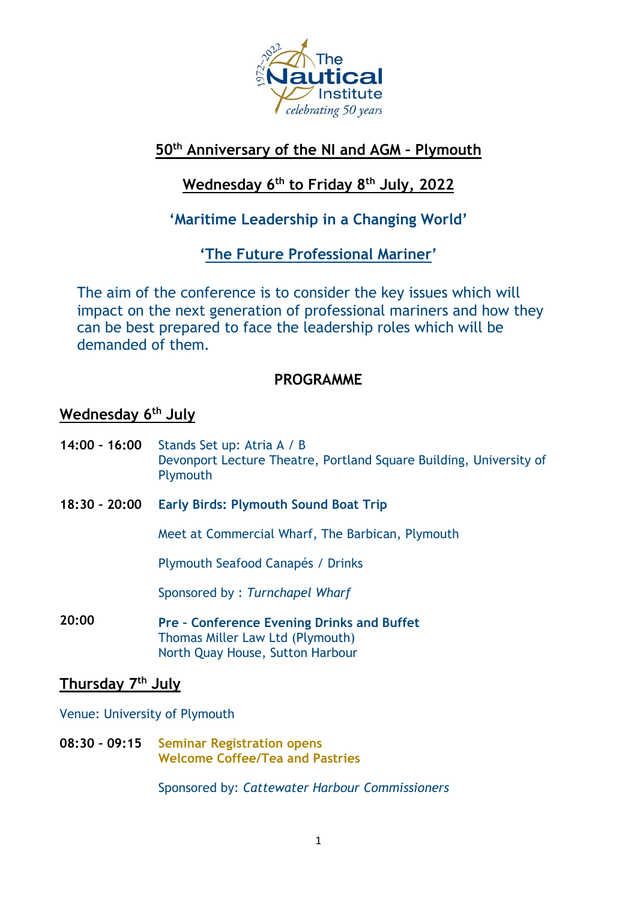# 50th Anniversary of the NI and AGM – Plymouth

## Wednesday 6th to Friday 8th July, 2022

## 'Maritime Leadership in a Changing World'

## 'The Future Professional Mariner'

The aim of the conference is to consider the key issues which will impact on the next generation of professional mariners and how they can be best prepared to face the leadership roles which will be demanded of them.

## PROGRAMME

### Wednesday 6th July

**14:00 - 16:00** Stands Set up: Atria A / B
Devonport Lecture Theatre, Portland Square Building, University of Plymouth

**18:30 - 20:00** **Early Birds: Plymouth Sound Boat Trip**

Meet at Commercial Wharf, The Barbican, Plymouth

Plymouth Seafood Canapés / Drinks

Sponsored by : *Turnchapel Wharf*

**20:00** **Pre - Conference Evening Drinks and Buffet**
Thomas Miller Law Ltd (Plymouth)
North Quay House, Sutton Harbour

### Thursday 7th July

Venue: University of Plymouth

**08:30 - 09:15** **Seminar Registration opens**
**Welcome Coffee/Tea and Pastries**

Sponsored by: *Cattewater Harbour Commissioners*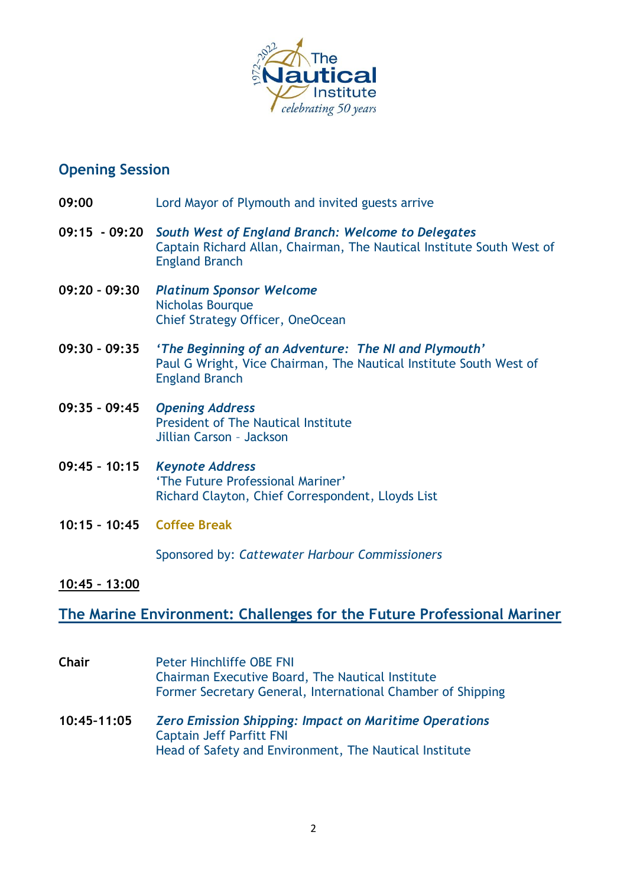## Opening Session

**09:00** Lord Mayor of Plymouth and invited guests arrive

**09:15 - 09:20** ***South West of England Branch: Welcome to Delegates***
Captain Richard Allan, Chairman, The Nautical Institute South West of England Branch

**09:20 - 09:30** ***Platinum Sponsor Welcome***
Nicholas Bourque
Chief Strategy Officer, OneOcean

**09:30 - 09:35** ***'The Beginning of an Adventure: The NI and Plymouth'***
Paul G Wright, Vice Chairman, The Nautical Institute South West of England Branch

**09:35 - 09:45** ***Opening Address***
President of The Nautical Institute
Jillian Carson – Jackson

**09:45 - 10:15** ***Keynote Address***
'The Future Professional Mariner'
Richard Clayton, Chief Correspondent, Lloyds List

**10:15 - 10:45** **Coffee Break**

Sponsored by: *Cattewater Harbour Commissioners*

**10:45 - 13:00**

## The Marine Environment: Challenges for the Future Professional Mariner

**Chair** Peter Hinchliffe OBE FNI
Chairman Executive Board, The Nautical Institute
Former Secretary General, International Chamber of Shipping

**10:45-11:05** ***Zero Emission Shipping: Impact on Maritime Operations***
Captain Jeff Parfitt FNI
Head of Safety and Environment, The Nautical Institute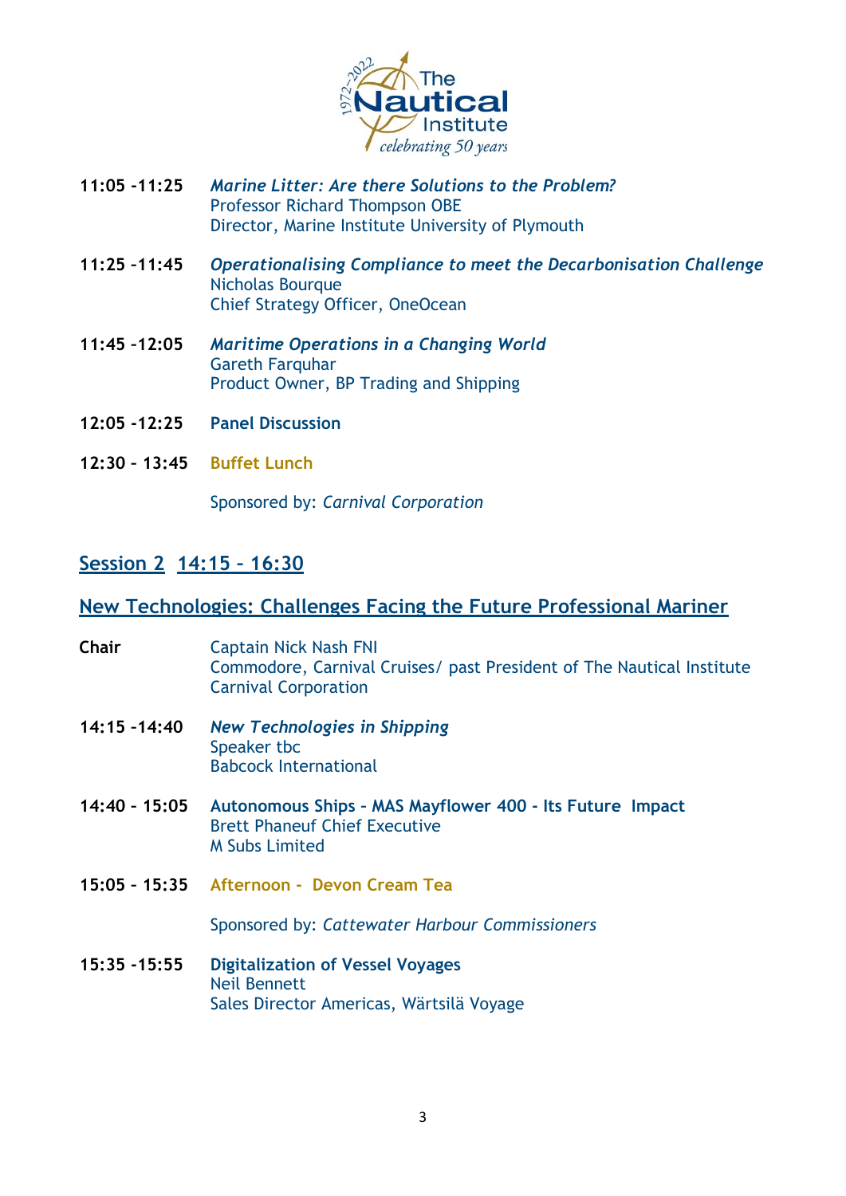**11:05 -11:25** ***Marine Litter: Are there Solutions to the Problem?***
Professor Richard Thompson OBE
Director, Marine Institute University of Plymouth

**11:25 -11:45** ***Operationalising Compliance to meet the Decarbonisation Challenge***
Nicholas Bourque
Chief Strategy Officer, OneOcean

**11:45 -12:05** ***Maritime Operations in a Changing World***
Gareth Farquhar
Product Owner, BP Trading and Shipping

**12:05 -12:25** **Panel Discussion**

**12:30 - 13:45** **Buffet Lunch**

Sponsored by: *Carnival Corporation*

## Session 2 14:15 – 16:30

## New Technologies: Challenges Facing the Future Professional Mariner

**Chair** Captain Nick Nash FNI
Commodore, Carnival Cruises/ past President of The Nautical Institute
Carnival Corporation

**14:15 -14:40** ***New Technologies in Shipping***
Speaker tbc
Babcock International

**14:40 - 15:05** **Autonomous Ships – MAS Mayflower 400 - Its Future Impact**
Brett Phaneuf Chief Executive
M Subs Limited

**15:05 - 15:35** **Afternoon - Devon Cream Tea**

Sponsored by: *Cattewater Harbour Commissioners*

**15:35 -15:55** **Digitalization of Vessel Voyages**
Neil Bennett
Sales Director Americas, Wärtsilä Voyage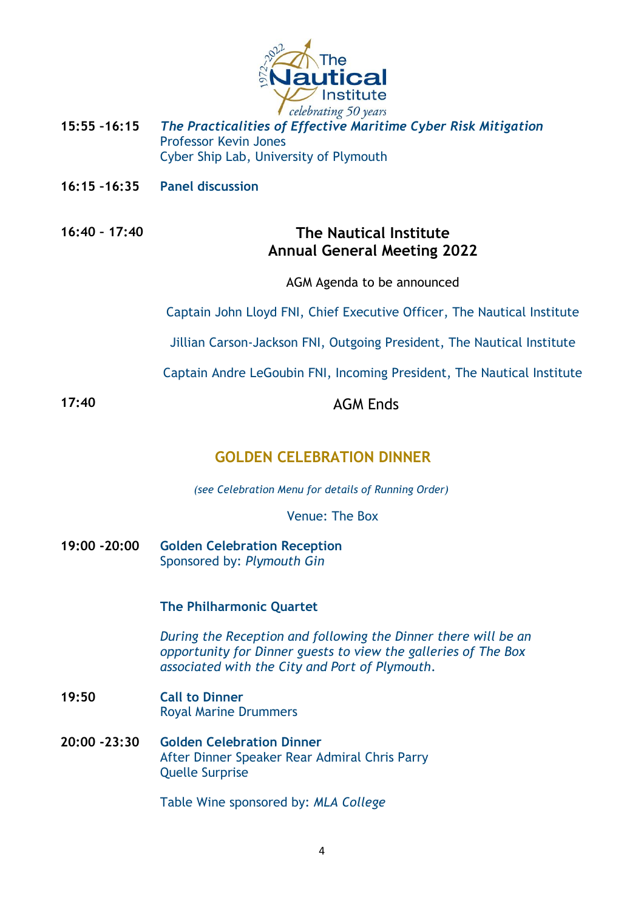**15:55 -16:15** ***The Practicalities of Effective Maritime Cyber Risk Mitigation***
Professor Kevin Jones
Cyber Ship Lab, University of Plymouth

**16:15 -16:35** **Panel discussion**

**16:40 – 17:40**

## The Nautical Institute Annual General Meeting 2022

AGM Agenda to be announced

Captain John Lloyd FNI, Chief Executive Officer, The Nautical Institute

Jillian Carson-Jackson FNI, Outgoing President, The Nautical Institute

Captain Andre LeGoubin FNI, Incoming President, The Nautical Institute

**17:40** AGM Ends

## GOLDEN CELEBRATION DINNER

*(see Celebration Menu for details of Running Order)*

Venue: The Box

**19:00 -20:00** **Golden Celebration Reception**
Sponsored by: *Plymouth Gin*

**The Philharmonic Quartet**

*During the Reception and following the Dinner there will be an opportunity for Dinner guests to view the galleries of The Box associated with the City and Port of Plymouth.*

**19:50** **Call to Dinner**
Royal Marine Drummers

**20:00 -23:30** **Golden Celebration Dinner**
After Dinner Speaker Rear Admiral Chris Parry
Quelle Surprise

Table Wine sponsored by: *MLA College*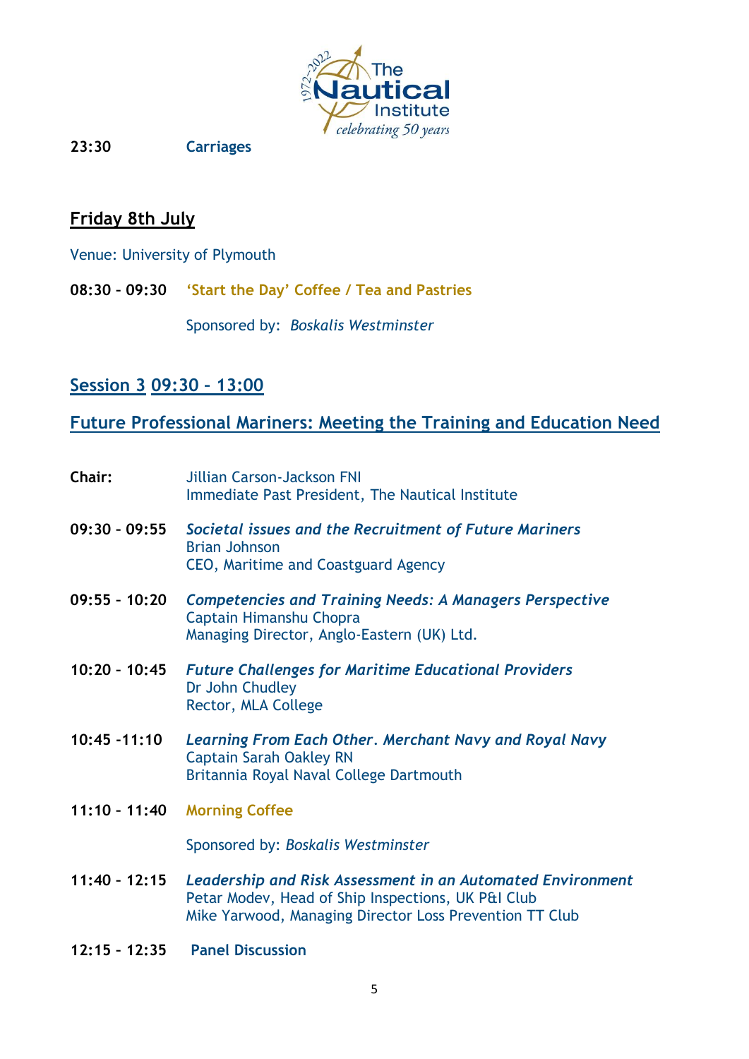**23:30** **Carriages**

## Friday 8th July

Venue: University of Plymouth

**08:30 - 09:30** **'Start the Day' Coffee / Tea and Pastries**

Sponsored by: *Boskalis Westminster*

## Session 3 09:30 – 13:00

## Future Professional Mariners: Meeting the Training and Education Need

**Chair:** Jillian Carson-Jackson FNI
Immediate Past President, The Nautical Institute

**09:30 - 09:55** ***Societal issues and the Recruitment of Future Mariners***
Brian Johnson
CEO, Maritime and Coastguard Agency

**09:55 - 10:20** ***Competencies and Training Needs: A Managers Perspective***
Captain Himanshu Chopra
Managing Director, Anglo-Eastern (UK) Ltd.

**10:20 - 10:45** ***Future Challenges for Maritime Educational Providers***
Dr John Chudley
Rector, MLA College

**10:45 -11:10** ***Learning From Each Other. Merchant Navy and Royal Navy***
Captain Sarah Oakley RN
Britannia Royal Naval College Dartmouth

**11:10 - 11:40** **Morning Coffee**

Sponsored by: *Boskalis Westminster*

**11:40 - 12:15** ***Leadership and Risk Assessment in an Automated Environment***
Petar Modev, Head of Ship Inspections, UK P&I Club
Mike Yarwood, Managing Director Loss Prevention TT Club

**12:15 - 12:35** **Panel Discussion**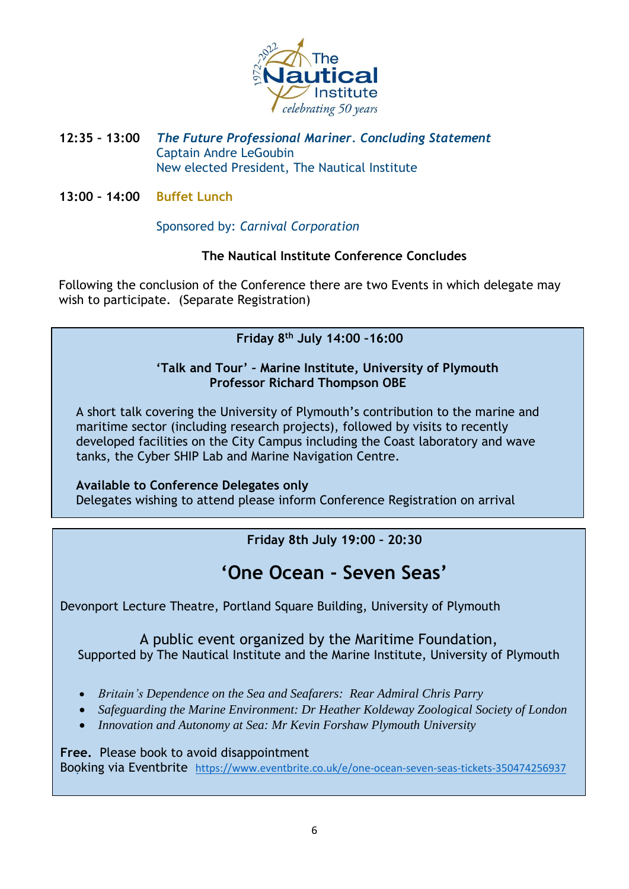**12:35 – 13:00** ***The Future Professional Mariner. Concluding Statement***
Captain Andre LeGoubin
New elected President, The Nautical Institute

**13:00 – 14:00** **Buffet Lunch**

Sponsored by: *Carnival Corporation*

**The Nautical Institute Conference Concludes**

Following the conclusion of the Conference there are two Events in which delegate may wish to participate. (Separate Registration)

---

**Friday 8th July 14:00 –16:00**

**'Talk and Tour' – Marine Institute, University of Plymouth**
**Professor Richard Thompson OBE**

A short talk covering the University of Plymouth's contribution to the marine and maritime sector (including research projects), followed by visits to recently developed facilities on the City Campus including the Coast laboratory and wave tanks, the Cyber SHIP Lab and Marine Navigation Centre.

**Available to Conference Delegates only**
Delegates wishing to attend please inform Conference Registration on arrival

---

**Friday 8th July 19:00 – 20:30**

## 'One Ocean - Seven Seas'

Devonport Lecture Theatre, Portland Square Building, University of Plymouth

A public event organized by the Maritime Foundation,
Supported by The Nautical Institute and the Marine Institute, University of Plymouth

- *Britain's Dependence on the Sea and Seafarers: Rear Admiral Chris Parry*
- *Safeguarding the Marine Environment: Dr Heather Koldeway Zoological Society of London*
- *Innovation and Autonomy at Sea: Mr Kevin Forshaw Plymouth University*

**Free.** Please book to avoid disappointment
Booking via Eventbrite https://www.eventbrite.co.uk/e/one-ocean-seven-seas-tickets-350474256937